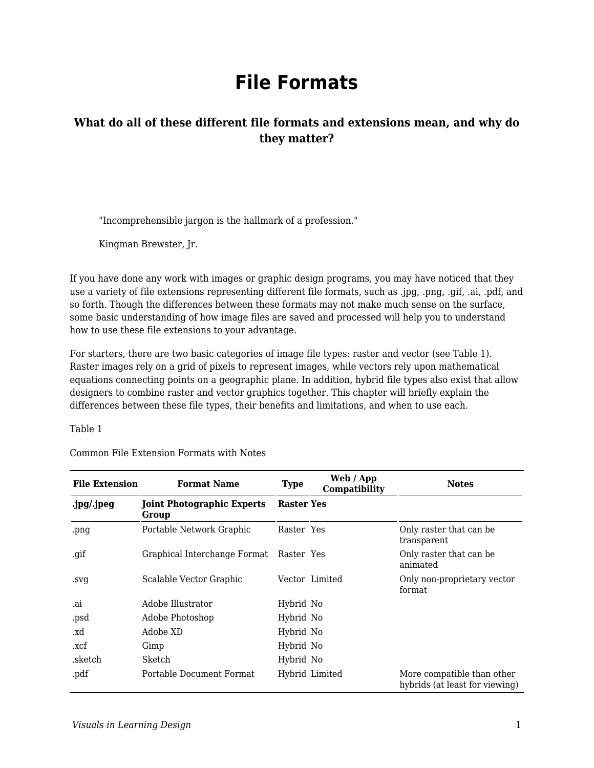# File Formats

### What do all of these different file formats and extensions mean, and why do they matter?

> "Incomprehensible jargon is the hallmark of a profession."
>
> Kingman Brewster, Jr.

If you have done any work with images or graphic design programs, you may have noticed that they use a variety of file extensions representing different file formats, such as .jpg, .png, .gif, .ai, .pdf, and so forth. Though the differences between these formats may not make much sense on the surface, some basic understanding of how image files are saved and processed will help you to understand how to use these file extensions to your advantage.

For starters, there are two basic categories of image file types: raster and vector (see Table 1). Raster images rely on a grid of pixels to represent images, while vectors rely upon mathematical equations connecting points on a geographic plane. In addition, hybrid file types also exist that allow designers to combine raster and vector graphics together. This chapter will briefly explain the differences between these file types, their benefits and limitations, and when to use each.

Table 1

Common File Extension Formats with Notes

| File Extension | Format Name | Type | Web / App Compatibility | Notes |
| --- | --- | --- | --- | --- |
| **.jpg/.jpeg** | **Joint Photographic Experts Group** | **Raster** | **Yes** | |
| .png | Portable Network Graphic | Raster | Yes | Only raster that can be transparent |
| .gif | Graphical Interchange Format | Raster | Yes | Only raster that can be animated |
| .svg | Scalable Vector Graphic | Vector | Limited | Only non-proprietary vector format |
| .ai | Adobe Illustrator | Hybrid | No | |
| .psd | Adobe Photoshop | Hybrid | No | |
| .xd | Adobe XD | Hybrid | No | |
| .xcf | Gimp | Hybrid | No | |
| .sketch | Sketch | Hybrid | No | |
| .pdf | Portable Document Format | Hybrid | Limited | More compatible than other hybrids (at least for viewing) |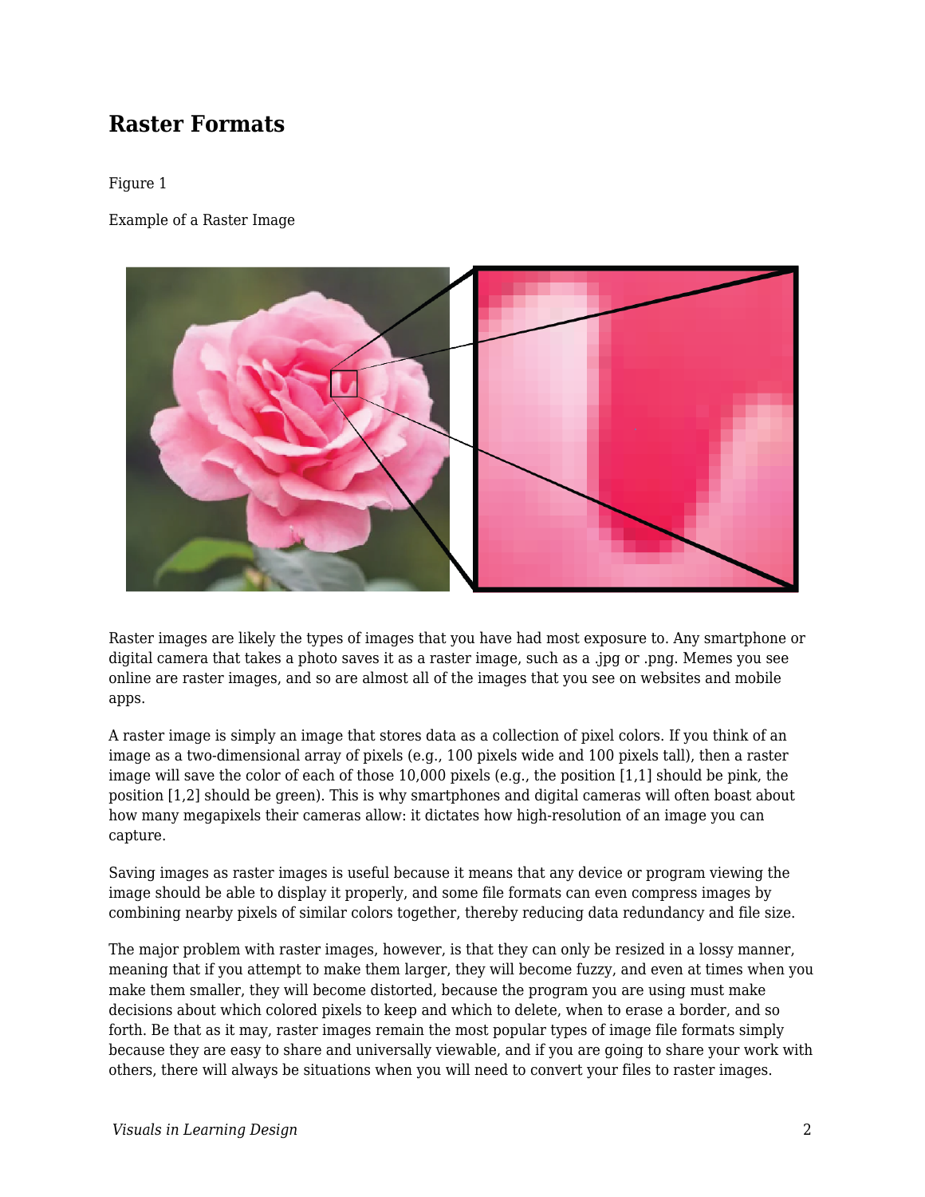## Raster Formats

Figure 1

Example of a Raster Image

Raster images are likely the types of images that you have had most exposure to. Any smartphone or digital camera that takes a photo saves it as a raster image, such as a .jpg or .png. Memes you see online are raster images, and so are almost all of the images that you see on websites and mobile apps.

A raster image is simply an image that stores data as a collection of pixel colors. If you think of an image as a two-dimensional array of pixels (e.g., 100 pixels wide and 100 pixels tall), then a raster image will save the color of each of those 10,000 pixels (e.g., the position [1,1] should be pink, the position [1,2] should be green). This is why smartphones and digital cameras will often boast about how many megapixels their cameras allow: it dictates how high-resolution of an image you can capture.

Saving images as raster images is useful because it means that any device or program viewing the image should be able to display it properly, and some file formats can even compress images by combining nearby pixels of similar colors together, thereby reducing data redundancy and file size.

The major problem with raster images, however, is that they can only be resized in a lossy manner, meaning that if you attempt to make them larger, they will become fuzzy, and even at times when you make them smaller, they will become distorted, because the program you are using must make decisions about which colored pixels to keep and which to delete, when to erase a border, and so forth. Be that as it may, raster images remain the most popular types of image file formats simply because they are easy to share and universally viewable, and if you are going to share your work with others, there will always be situations when you will need to convert your files to raster images.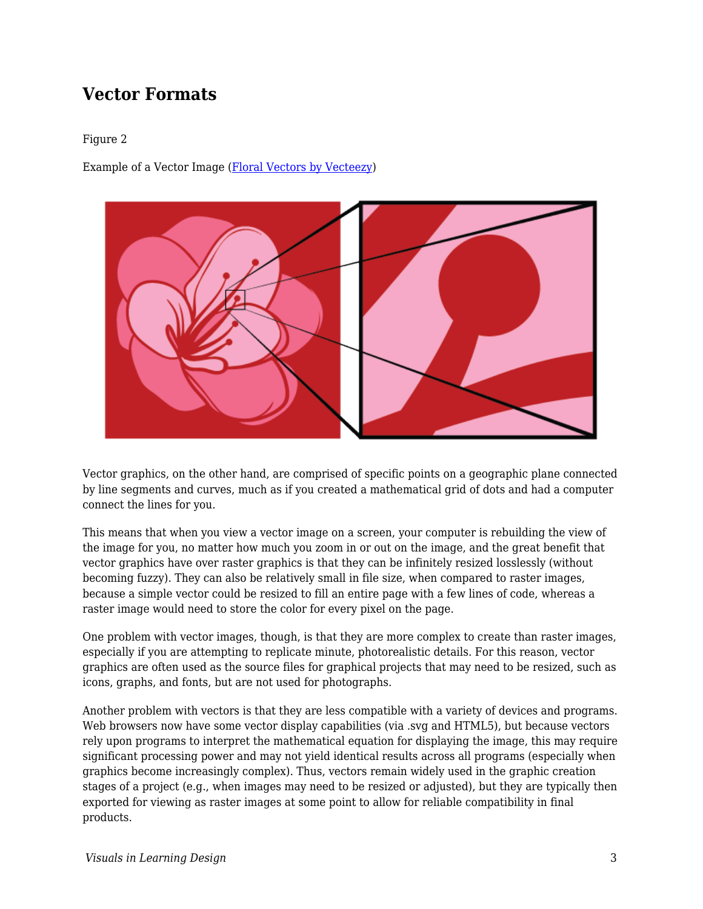## Vector Formats

Figure 2

Example of a Vector Image ([Floral Vectors by Vecteezy]())

Vector graphics, on the other hand, are comprised of specific points on a geographic plane connected by line segments and curves, much as if you created a mathematical grid of dots and had a computer connect the lines for you.

This means that when you view a vector image on a screen, your computer is rebuilding the view of the image for you, no matter how much you zoom in or out on the image, and the great benefit that vector graphics have over raster graphics is that they can be infinitely resized losslessly (without becoming fuzzy). They can also be relatively small in file size, when compared to raster images, because a simple vector could be resized to fill an entire page with a few lines of code, whereas a raster image would need to store the color for every pixel on the page.

One problem with vector images, though, is that they are more complex to create than raster images, especially if you are attempting to replicate minute, photorealistic details. For this reason, vector graphics are often used as the source files for graphical projects that may need to be resized, such as icons, graphs, and fonts, but are not used for photographs.

Another problem with vectors is that they are less compatible with a variety of devices and programs. Web browsers now have some vector display capabilities (via .svg and HTML5), but because vectors rely upon programs to interpret the mathematical equation for displaying the image, this may require significant processing power and may not yield identical results across all programs (especially when graphics become increasingly complex). Thus, vectors remain widely used in the graphic creation stages of a project (e.g., when images may need to be resized or adjusted), but they are typically then exported for viewing as raster images at some point to allow for reliable compatibility in final products.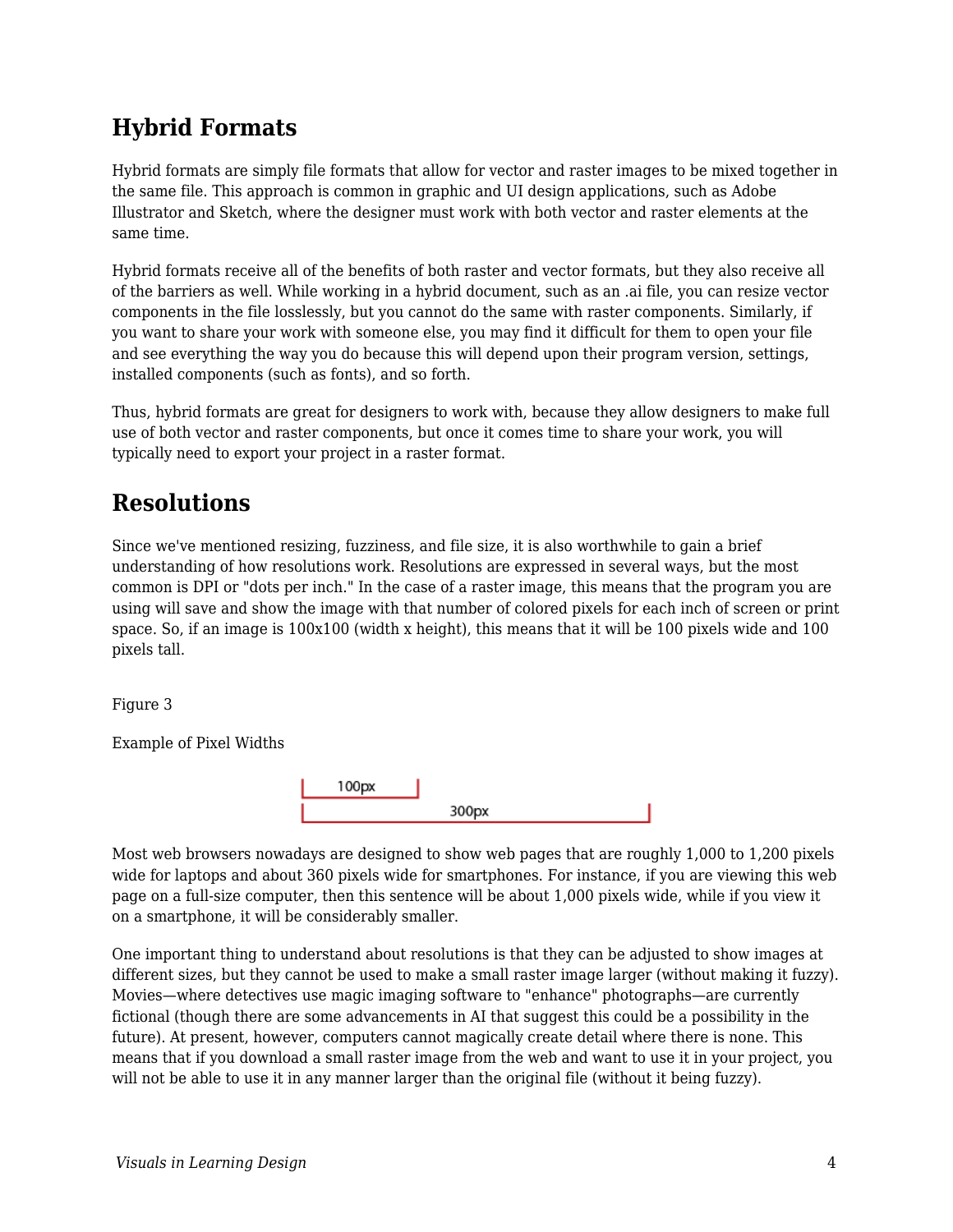## Hybrid Formats

Hybrid formats are simply file formats that allow for vector and raster images to be mixed together in the same file. This approach is common in graphic and UI design applications, such as Adobe Illustrator and Sketch, where the designer must work with both vector and raster elements at the same time.

Hybrid formats receive all of the benefits of both raster and vector formats, but they also receive all of the barriers as well. While working in a hybrid document, such as an .ai file, you can resize vector components in the file losslessly, but you cannot do the same with raster components. Similarly, if you want to share your work with someone else, you may find it difficult for them to open your file and see everything the way you do because this will depend upon their program version, settings, installed components (such as fonts), and so forth.

Thus, hybrid formats are great for designers to work with, because they allow designers to make full use of both vector and raster components, but once it comes time to share your work, you will typically need to export your project in a raster format.

## Resolutions

Since we've mentioned resizing, fuzziness, and file size, it is also worthwhile to gain a brief understanding of how resolutions work. Resolutions are expressed in several ways, but the most common is DPI or "dots per inch." In the case of a raster image, this means that the program you are using will save and show the image with that number of colored pixels for each inch of screen or print space. So, if an image is 100x100 (width x height), this means that it will be 100 pixels wide and 100 pixels tall.

Figure 3

Example of Pixel Widths

100px

300px

Most web browsers nowadays are designed to show web pages that are roughly 1,000 to 1,200 pixels wide for laptops and about 360 pixels wide for smartphones. For instance, if you are viewing this web page on a full-size computer, then this sentence will be about 1,000 pixels wide, while if you view it on a smartphone, it will be considerably smaller.

One important thing to understand about resolutions is that they can be adjusted to show images at different sizes, but they cannot be used to make a small raster image larger (without making it fuzzy). Movies—where detectives use magic imaging software to "enhance" photographs—are currently fictional (though there are some advancements in AI that suggest this could be a possibility in the future). At present, however, computers cannot magically create detail where there is none. This means that if you download a small raster image from the web and want to use it in your project, you will not be able to use it in any manner larger than the original file (without it being fuzzy).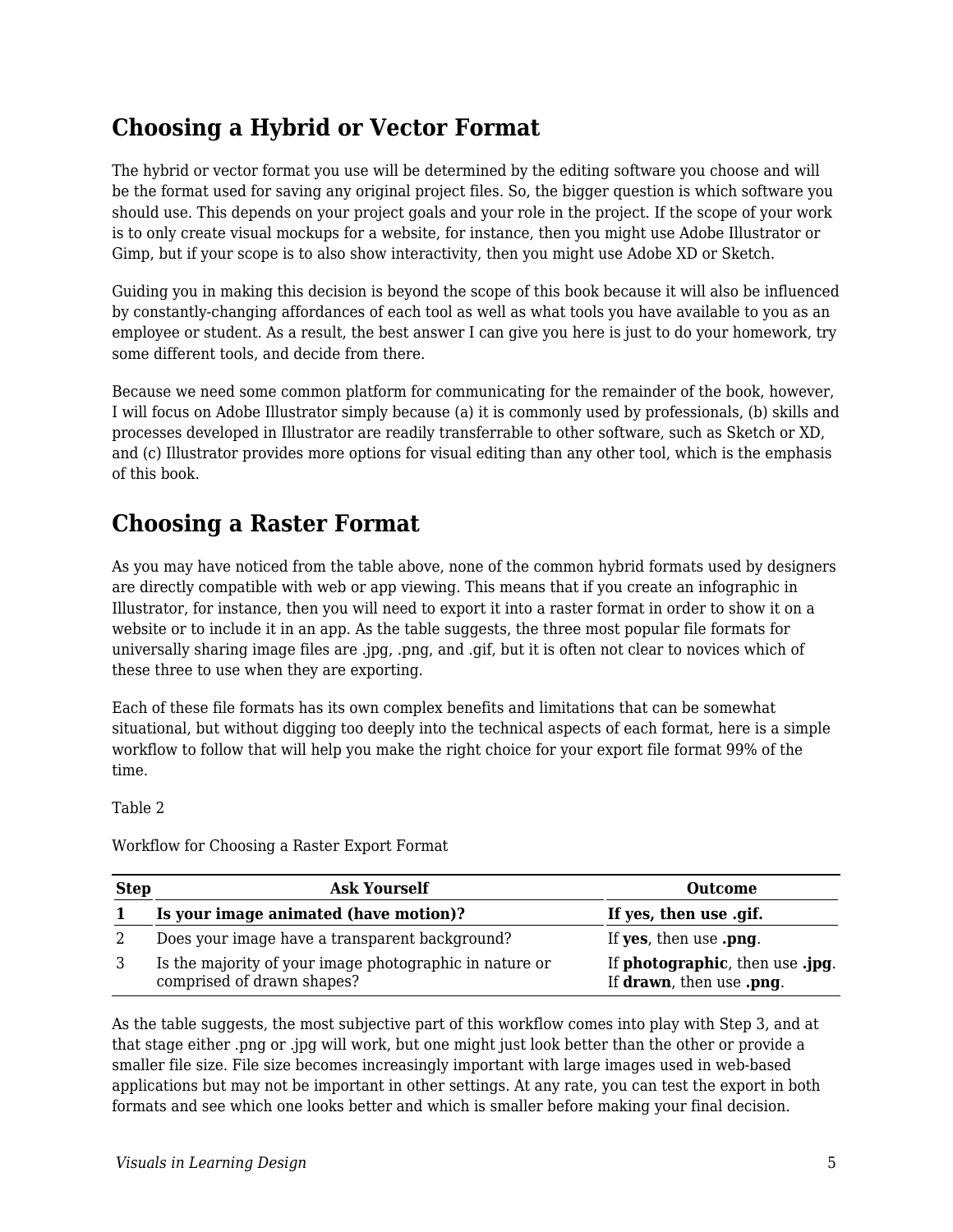## Choosing a Hybrid or Vector Format

The hybrid or vector format you use will be determined by the editing software you choose and will be the format used for saving any original project files. So, the bigger question is which software you should use. This depends on your project goals and your role in the project. If the scope of your work is to only create visual mockups for a website, for instance, then you might use Adobe Illustrator or Gimp, but if your scope is to also show interactivity, then you might use Adobe XD or Sketch.

Guiding you in making this decision is beyond the scope of this book because it will also be influenced by constantly-changing affordances of each tool as well as what tools you have available to you as an employee or student. As a result, the best answer I can give you here is just to do your homework, try some different tools, and decide from there.

Because we need some common platform for communicating for the remainder of the book, however, I will focus on Adobe Illustrator simply because (a) it is commonly used by professionals, (b) skills and processes developed in Illustrator are readily transferrable to other software, such as Sketch or XD, and (c) Illustrator provides more options for visual editing than any other tool, which is the emphasis of this book.

## Choosing a Raster Format

As you may have noticed from the table above, none of the common hybrid formats used by designers are directly compatible with web or app viewing. This means that if you create an infographic in Illustrator, for instance, then you will need to export it into a raster format in order to show it on a website or to include it in an app. As the table suggests, the three most popular file formats for universally sharing image files are .jpg, .png, and .gif, but it is often not clear to novices which of these three to use when they are exporting.

Each of these file formats has its own complex benefits and limitations that can be somewhat situational, but without digging too deeply into the technical aspects of each format, here is a simple workflow to follow that will help you make the right choice for your export file format 99% of the time.

Table 2

Workflow for Choosing a Raster Export Format

| Step | Ask Yourself | Outcome |
|---|---|---|
| **1** | **Is your image animated (have motion)?** | **If yes, then use .gif.** |
| 2 | Does your image have a transparent background? | If **yes**, then use **.png**. |
| 3 | Is the majority of your image photographic in nature or comprised of drawn shapes? | If **photographic**, then use **.jpg**. If **drawn**, then use **.png**. |

As the table suggests, the most subjective part of this workflow comes into play with Step 3, and at that stage either .png or .jpg will work, but one might just look better than the other or provide a smaller file size. File size becomes increasingly important with large images used in web-based applications but may not be important in other settings. At any rate, you can test the export in both formats and see which one looks better and which is smaller before making your final decision.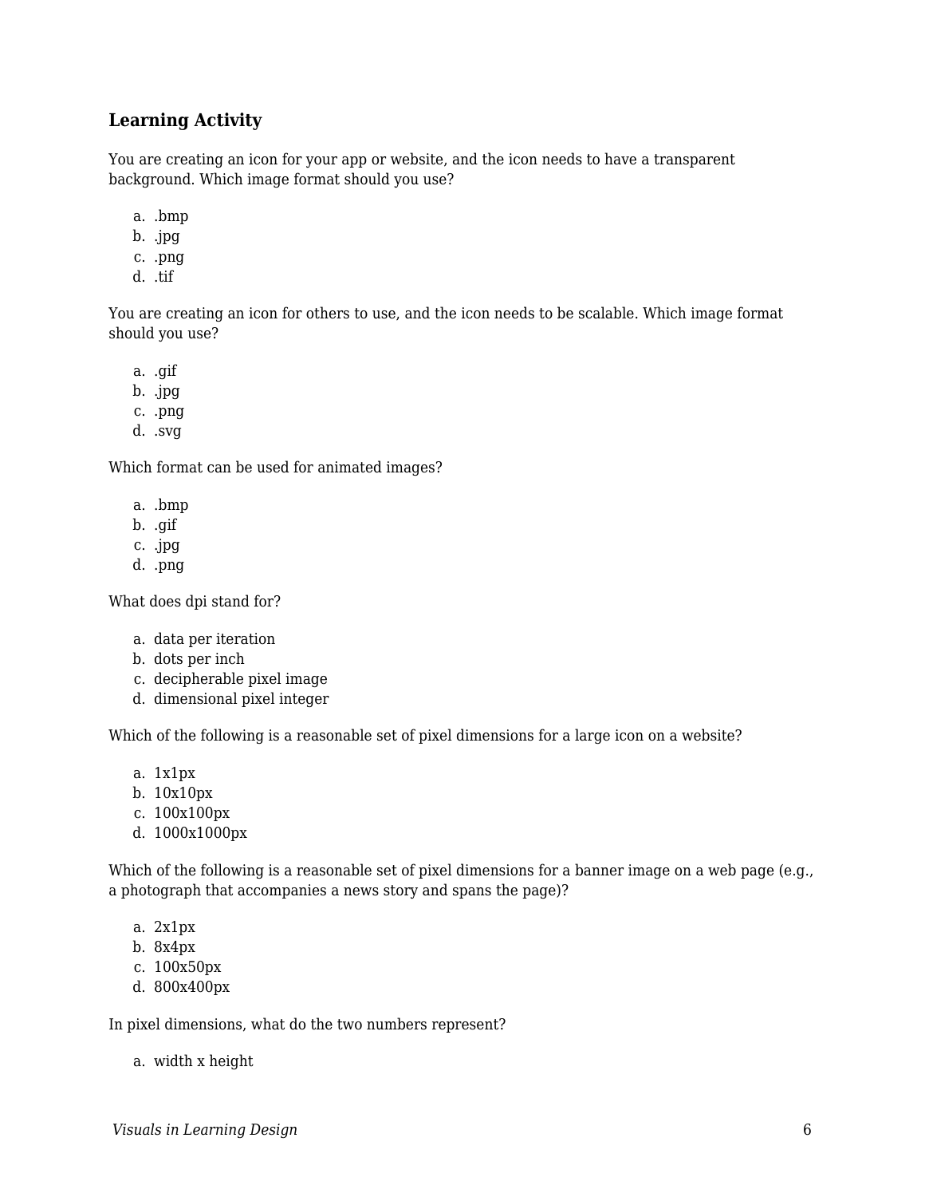### Learning Activity

You are creating an icon for your app or website, and the icon needs to have a transparent background. Which image format should you use?

a. .bmp
b. .jpg
c. .png
d. .tif

You are creating an icon for others to use, and the icon needs to be scalable. Which image format should you use?

a. .gif
b. .jpg
c. .png
d. .svg

Which format can be used for animated images?

a. .bmp
b. .gif
c. .jpg
d. .png

What does dpi stand for?

a. data per iteration
b. dots per inch
c. decipherable pixel image
d. dimensional pixel integer

Which of the following is a reasonable set of pixel dimensions for a large icon on a website?

a. 1x1px
b. 10x10px
c. 100x100px
d. 1000x1000px

Which of the following is a reasonable set of pixel dimensions for a banner image on a web page (e.g., a photograph that accompanies a news story and spans the page)?

a. 2x1px
b. 8x4px
c. 100x50px
d. 800x400px

In pixel dimensions, what do the two numbers represent?

a. width x height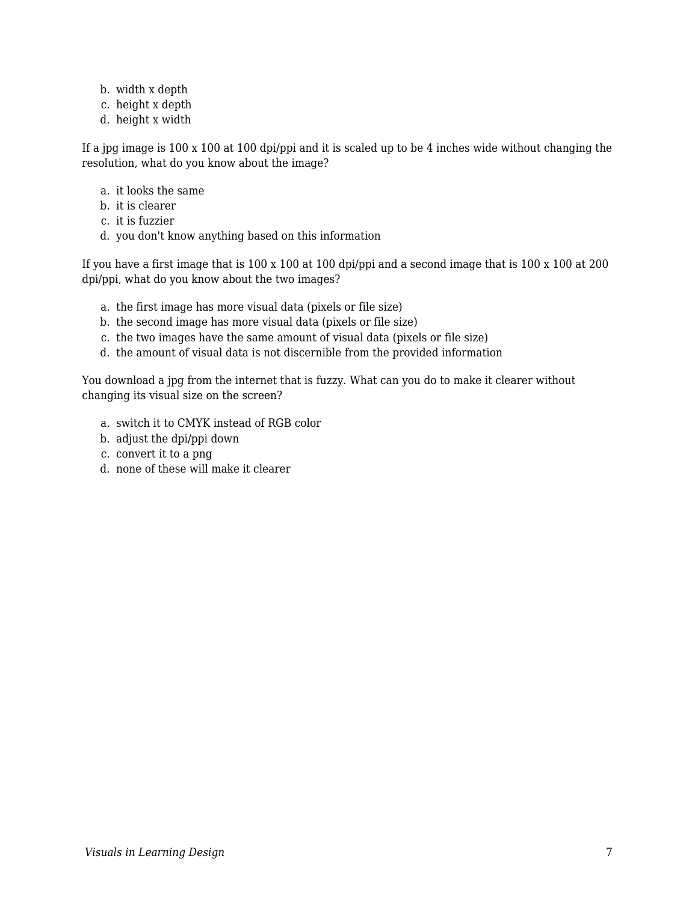b. width x depth
c. height x depth
d. height x width

If a jpg image is 100 x 100 at 100 dpi/ppi and it is scaled up to be 4 inches wide without changing the resolution, what do you know about the image?

a. it looks the same
b. it is clearer
c. it is fuzzier
d. you don't know anything based on this information

If you have a first image that is 100 x 100 at 100 dpi/ppi and a second image that is 100 x 100 at 200 dpi/ppi, what do you know about the two images?

a. the first image has more visual data (pixels or file size)
b. the second image has more visual data (pixels or file size)
c. the two images have the same amount of visual data (pixels or file size)
d. the amount of visual data is not discernible from the provided information

You download a jpg from the internet that is fuzzy. What can you do to make it clearer without changing its visual size on the screen?

a. switch it to CMYK instead of RGB color
b. adjust the dpi/ppi down
c. convert it to a png
d. none of these will make it clearer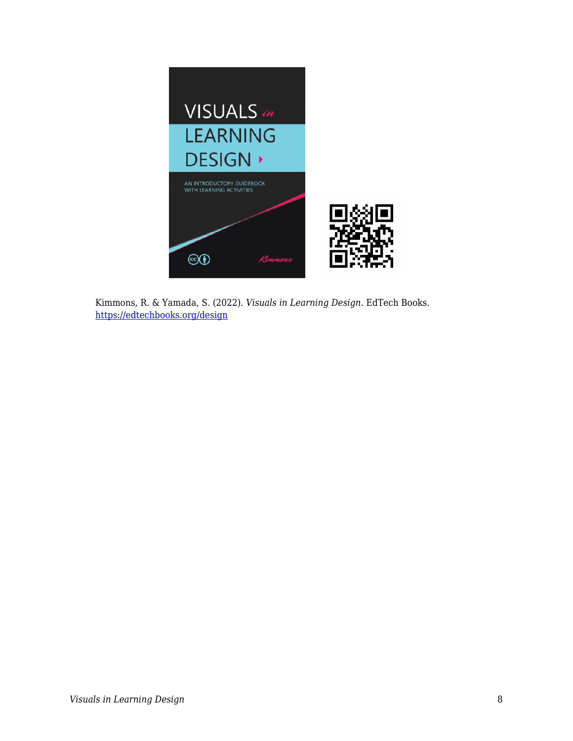Kimmons, R. & Yamada, S. (2022). *Visuals in Learning Design*. EdTech Books. [https://edtechbooks.org/design](https://edtechbooks.org/design)